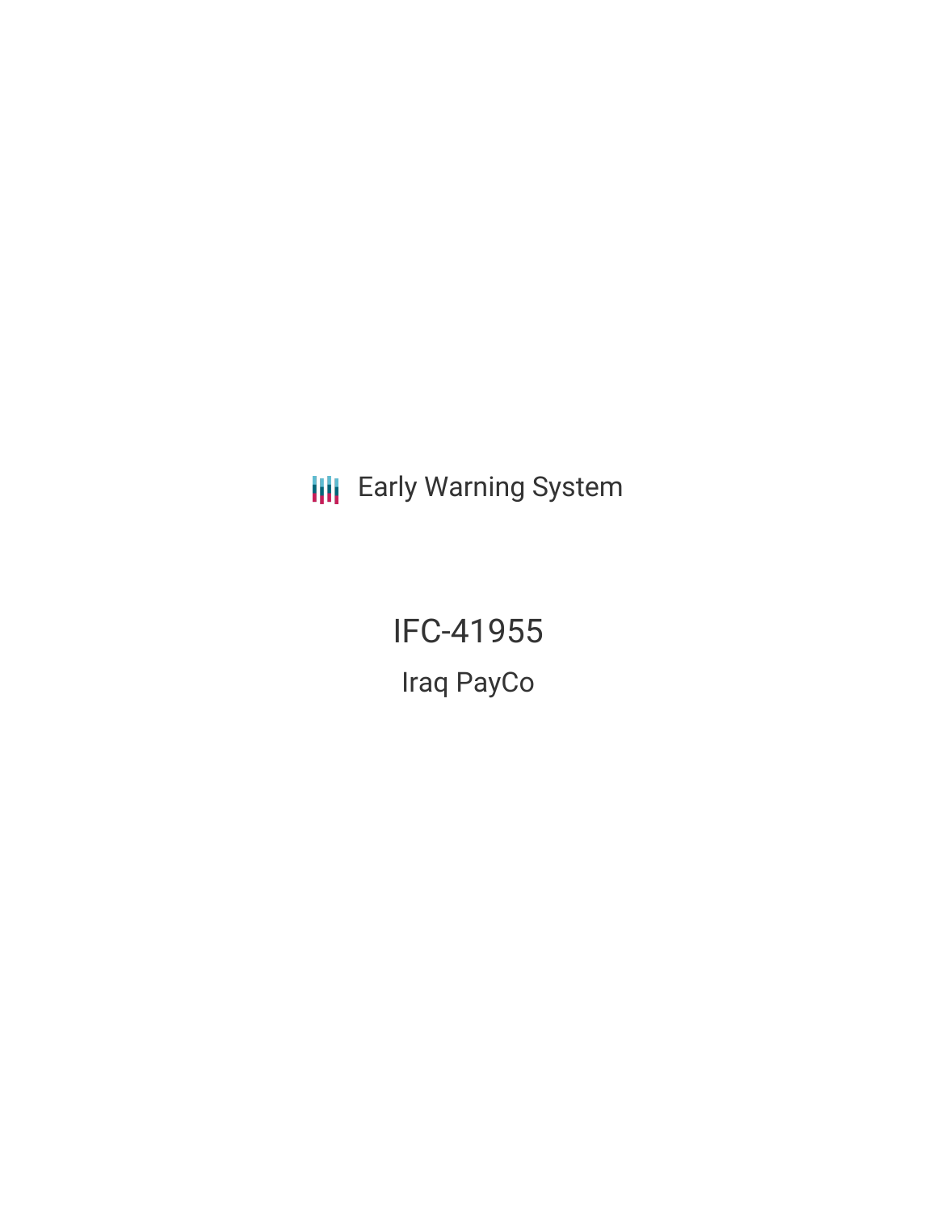Early Warning System

# IFC-41955

## Iraq PayCo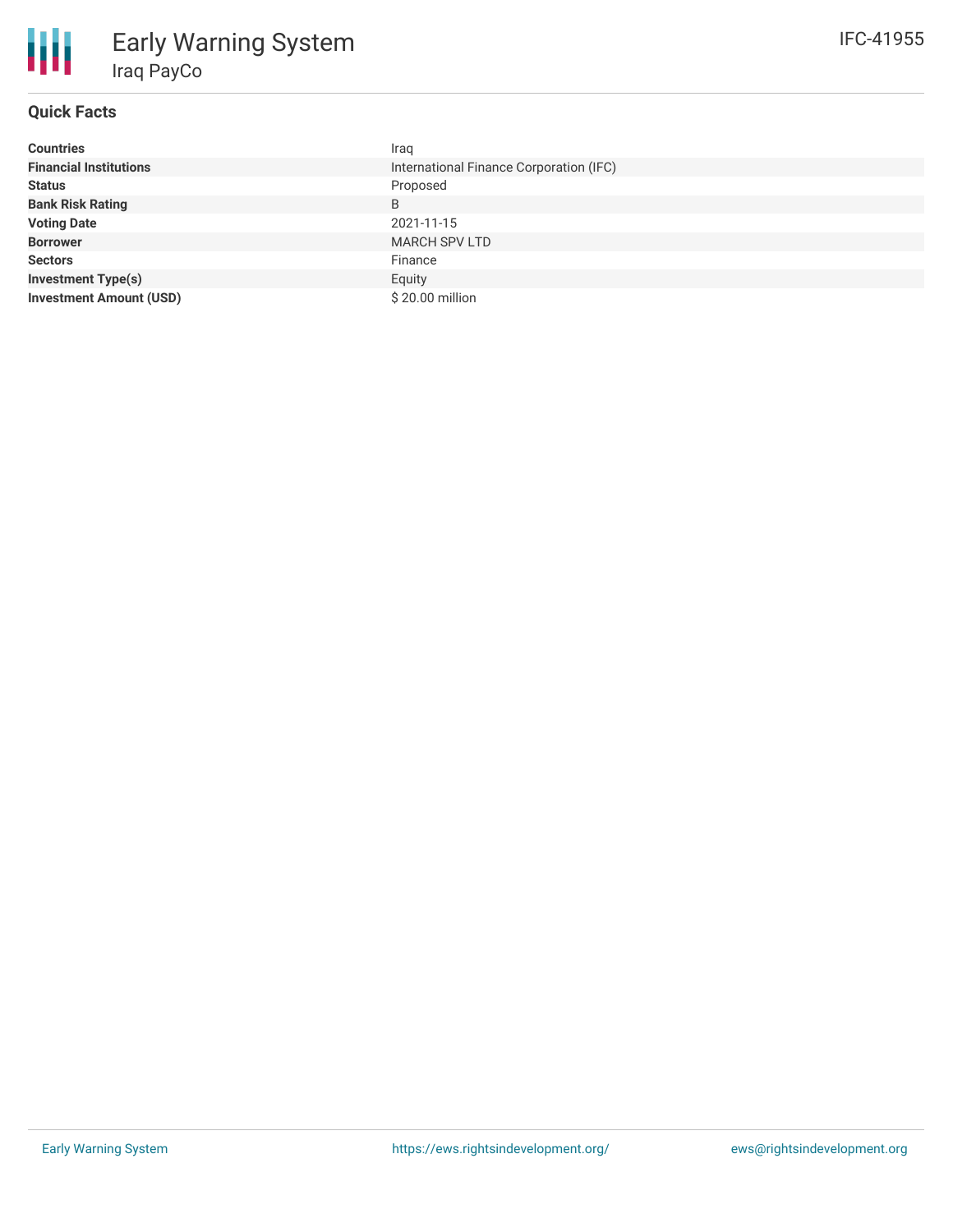# Early Warning System

## Iraq PayCo

IFC-41955

### Quick Facts

| | |
|---|---|
| **Countries** | Iraq |
| **Financial Institutions** | International Finance Corporation (IFC) |
| **Status** | Proposed |
| **Bank Risk Rating** | B |
| **Voting Date** | 2021-11-15 |
| **Borrower** | MARCH SPV LTD |
| **Sectors** | Finance |
| **Investment Type(s)** | Equity |
| **Investment Amount (USD)** | $ 20.00 million |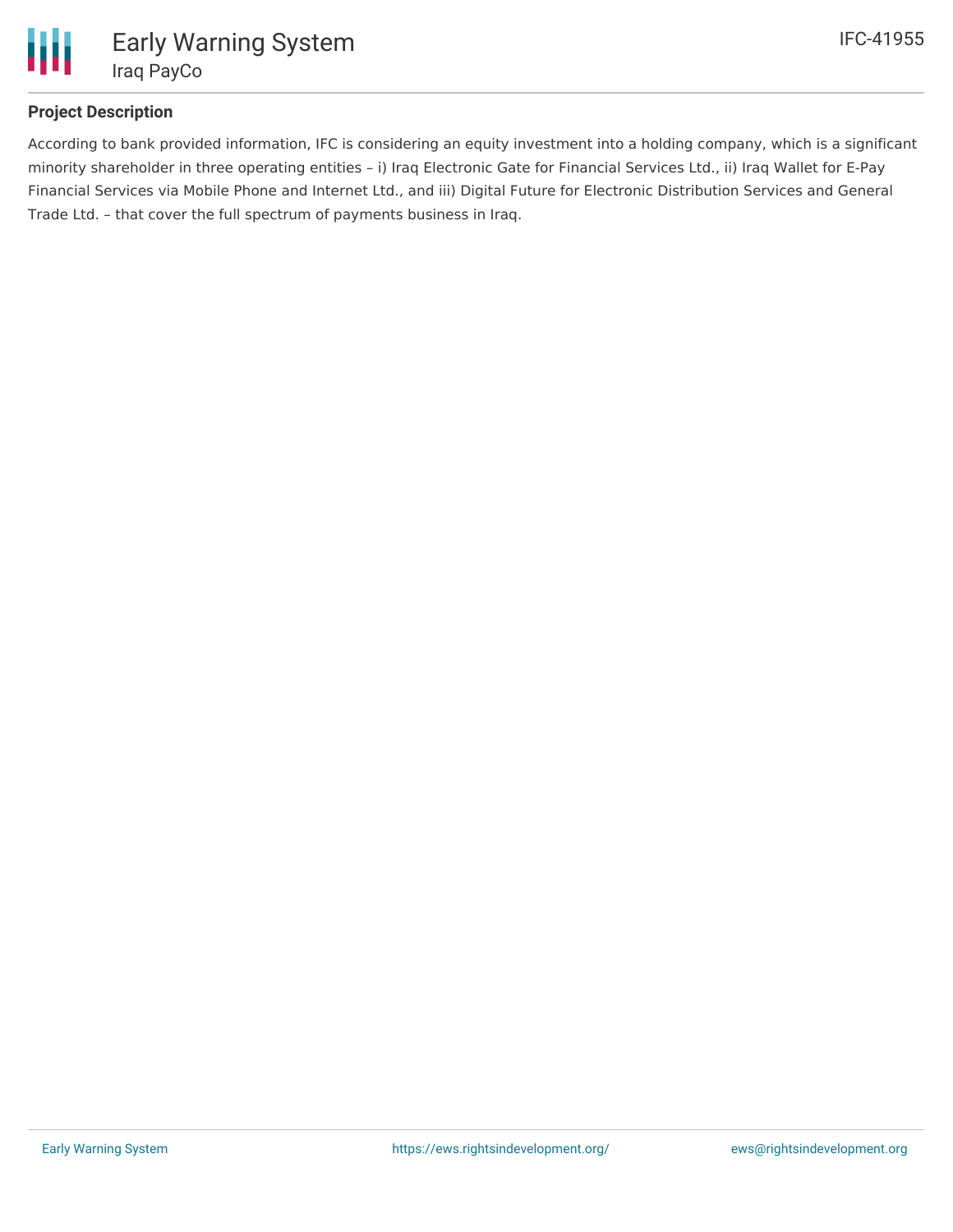## Project Description

According to bank provided information, IFC is considering an equity investment into a holding company, which is a significant minority shareholder in three operating entities – i) Iraq Electronic Gate for Financial Services Ltd., ii) Iraq Wallet for E-Pay Financial Services via Mobile Phone and Internet Ltd., and iii) Digital Future for Electronic Distribution Services and General Trade Ltd. – that cover the full spectrum of payments business in Iraq.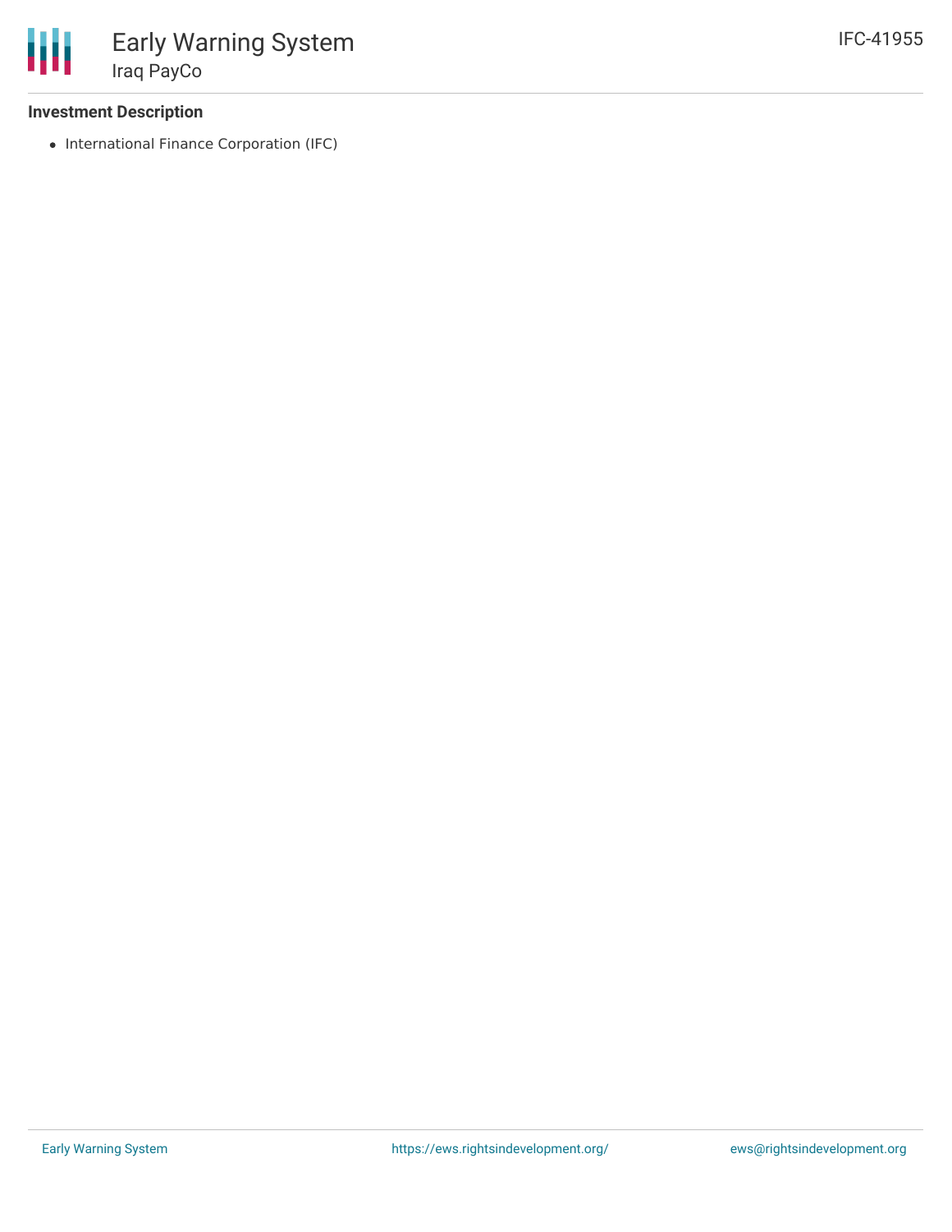## Investment Description

- International Finance Corporation (IFC)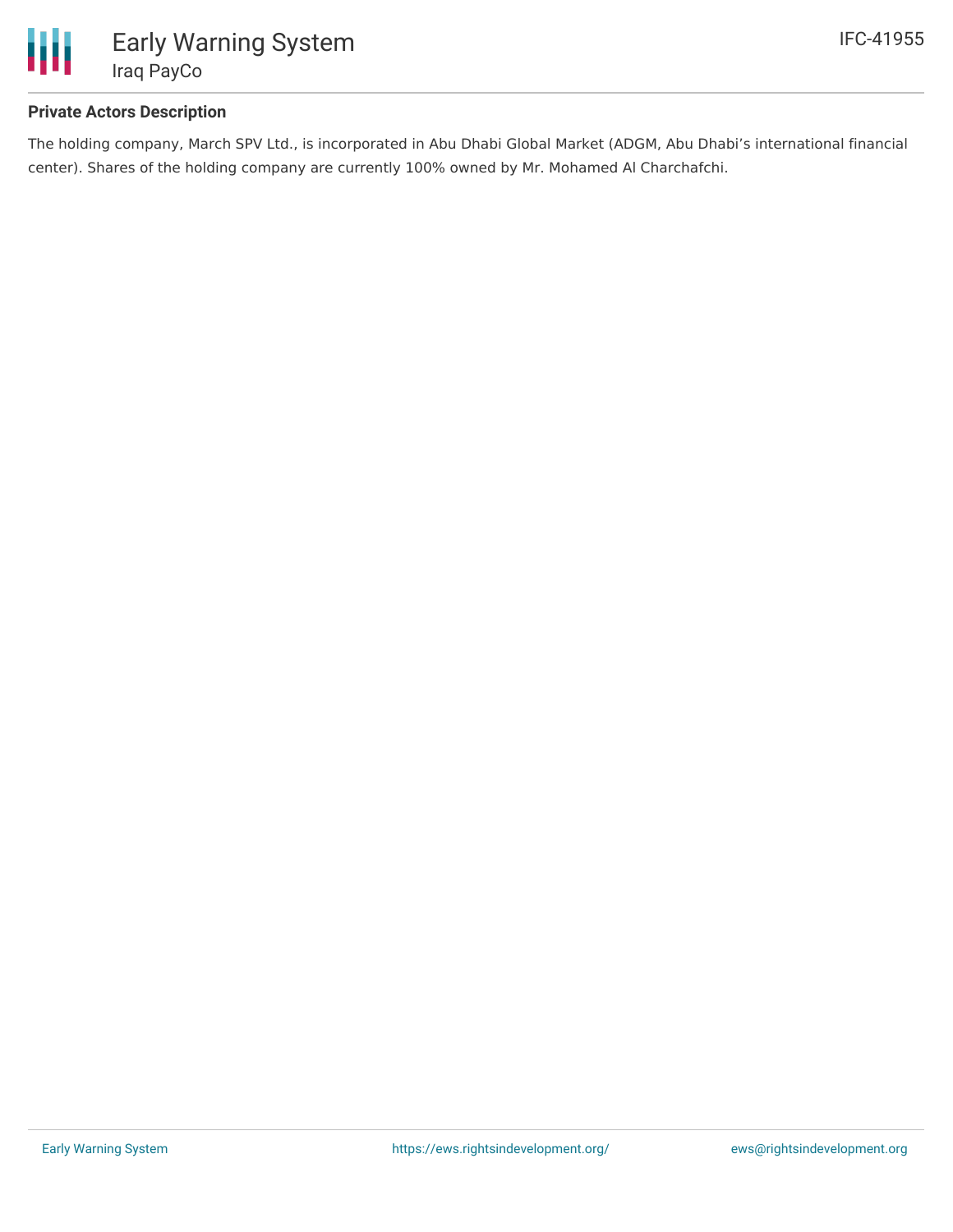## Private Actors Description

The holding company, March SPV Ltd., is incorporated in Abu Dhabi Global Market (ADGM, Abu Dhabi's international financial center). Shares of the holding company are currently 100% owned by Mr. Mohamed Al Charchafchi.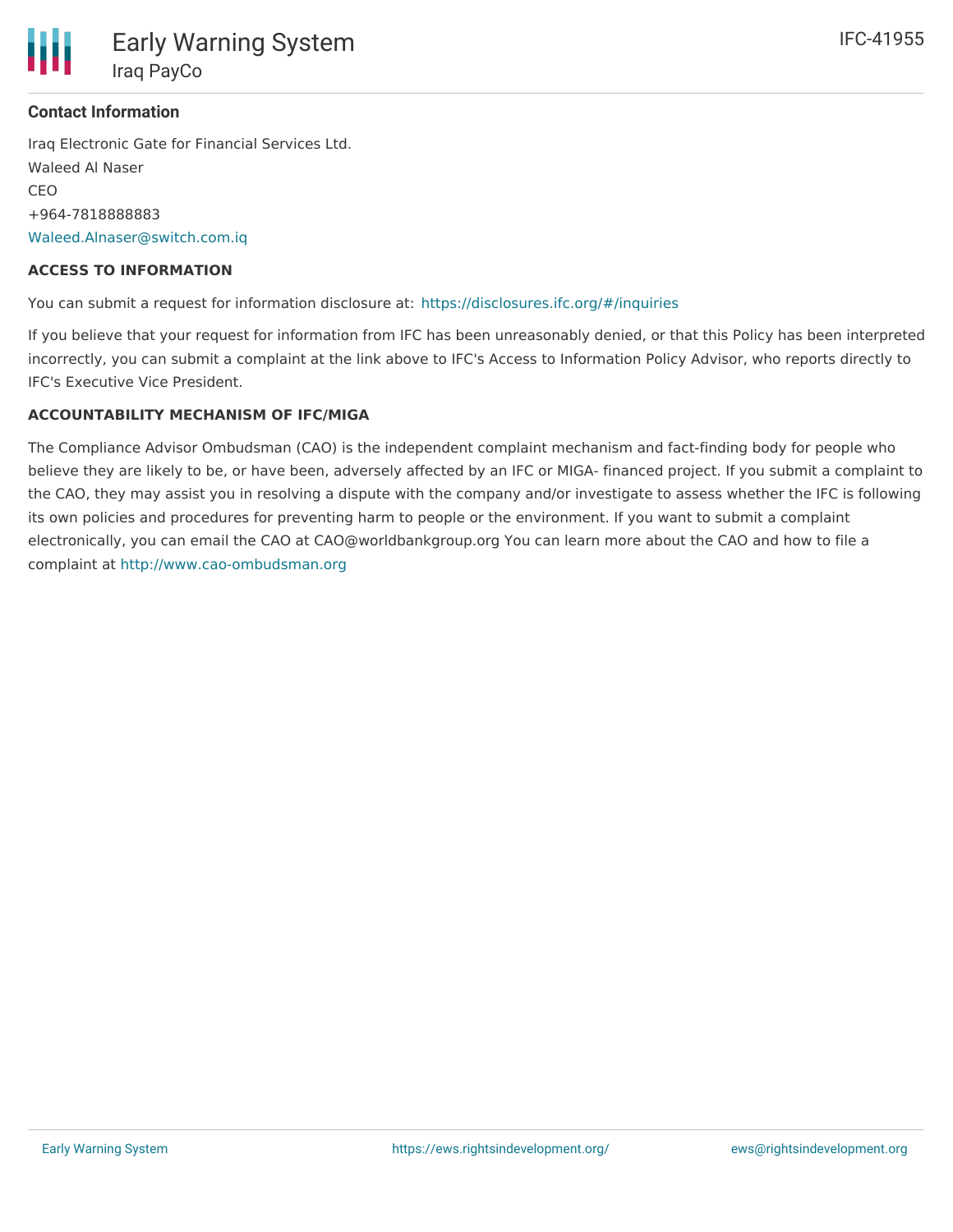### Contact Information

Iraq Electronic Gate for Financial Services Ltd.
Waleed Al Naser
CEO
+964-7818888883
Waleed.Alnaser@switch.com.iq

#### ACCESS TO INFORMATION

You can submit a request for information disclosure at: https://disclosures.ifc.org/#/inquiries

If you believe that your request for information from IFC has been unreasonably denied, or that this Policy has been interpreted incorrectly, you can submit a complaint at the link above to IFC's Access to Information Policy Advisor, who reports directly to IFC's Executive Vice President.

#### ACCOUNTABILITY MECHANISM OF IFC/MIGA

The Compliance Advisor Ombudsman (CAO) is the independent complaint mechanism and fact-finding body for people who believe they are likely to be, or have been, adversely affected by an IFC or MIGA- financed project. If you submit a complaint to the CAO, they may assist you in resolving a dispute with the company and/or investigate to assess whether the IFC is following its own policies and procedures for preventing harm to people or the environment. If you want to submit a complaint electronically, you can email the CAO at CAO@worldbankgroup.org You can learn more about the CAO and how to file a complaint at http://www.cao-ombudsman.org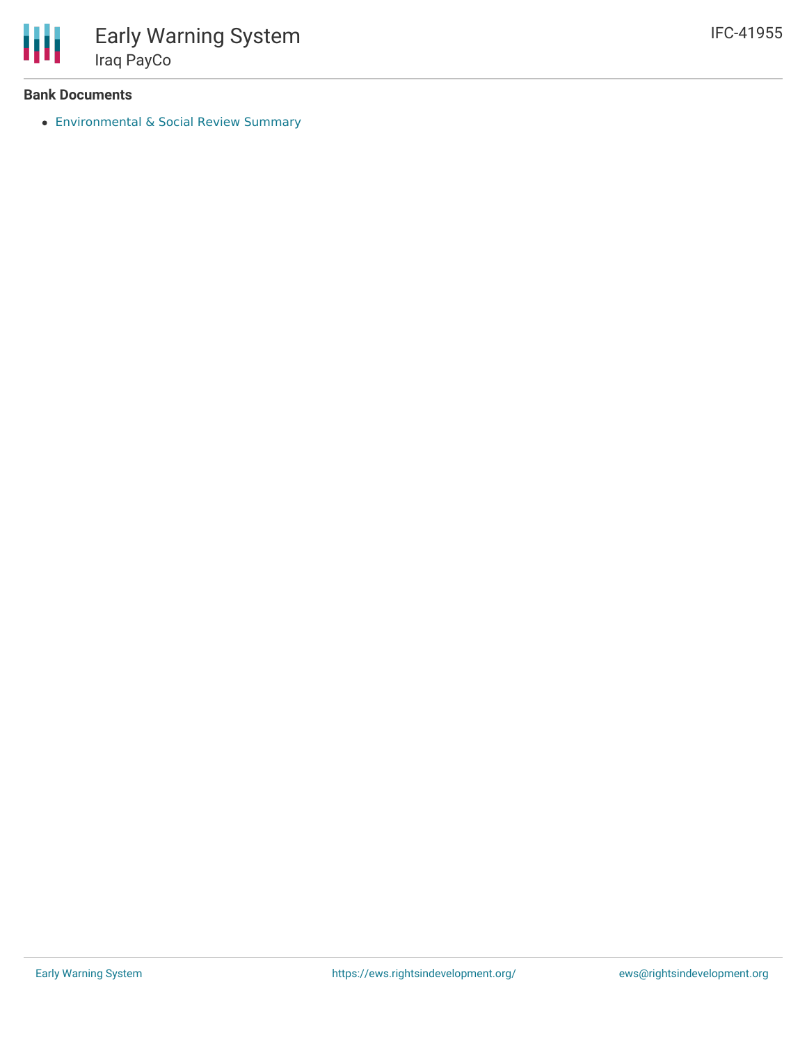**Bank Documents**

- Environmental & Social Review Summary